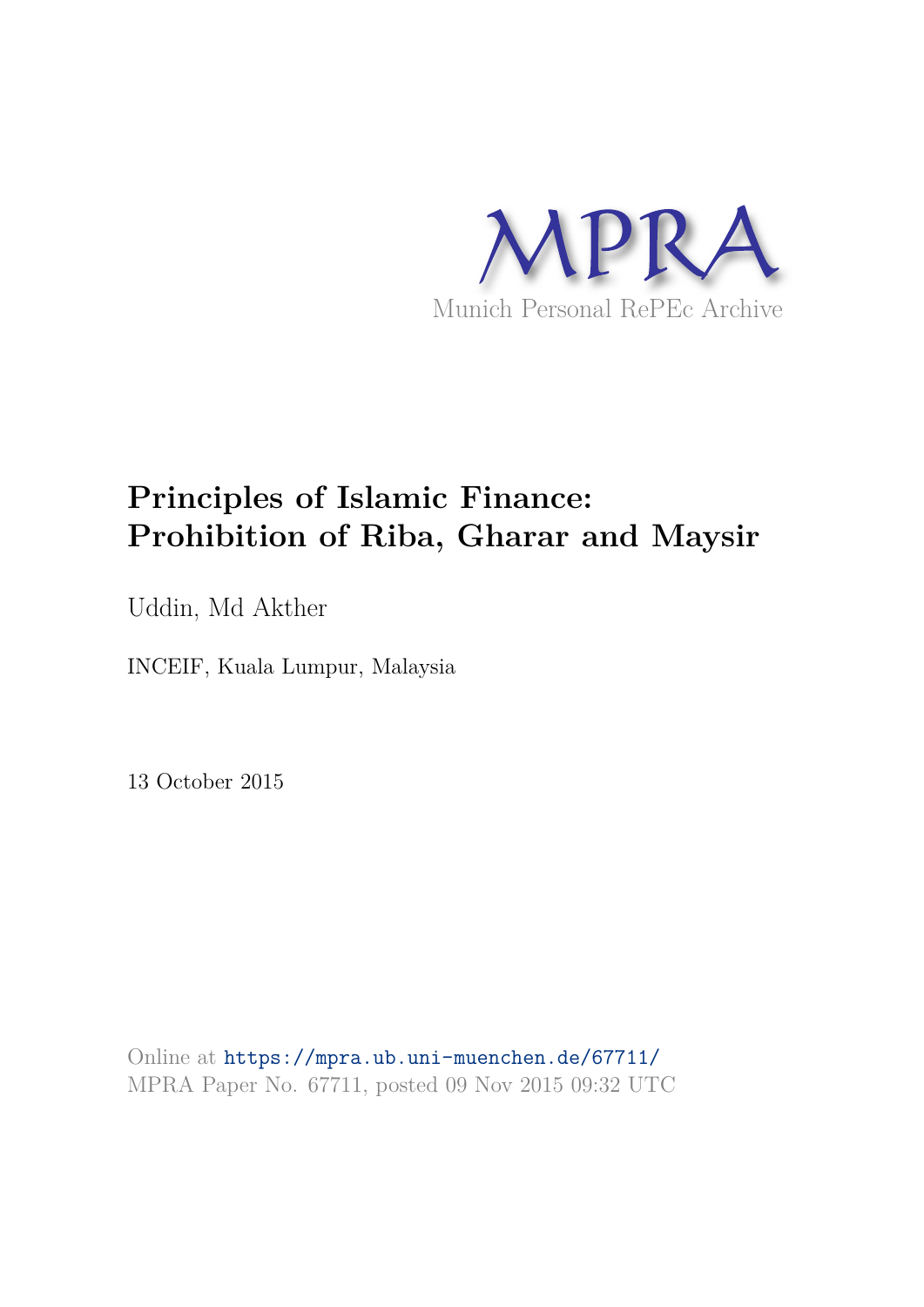MPRA

Munich Personal RePEc Archive

# Principles of Islamic Finance: Prohibition of Riba, Gharar and Maysir

Uddin, Md Akther

INCEIF, Kuala Lumpur, Malaysia

13 October 2015

Online at https://mpra.ub.uni-muenchen.de/67711/
MPRA Paper No. 67711, posted 09 Nov 2015 09:32 UTC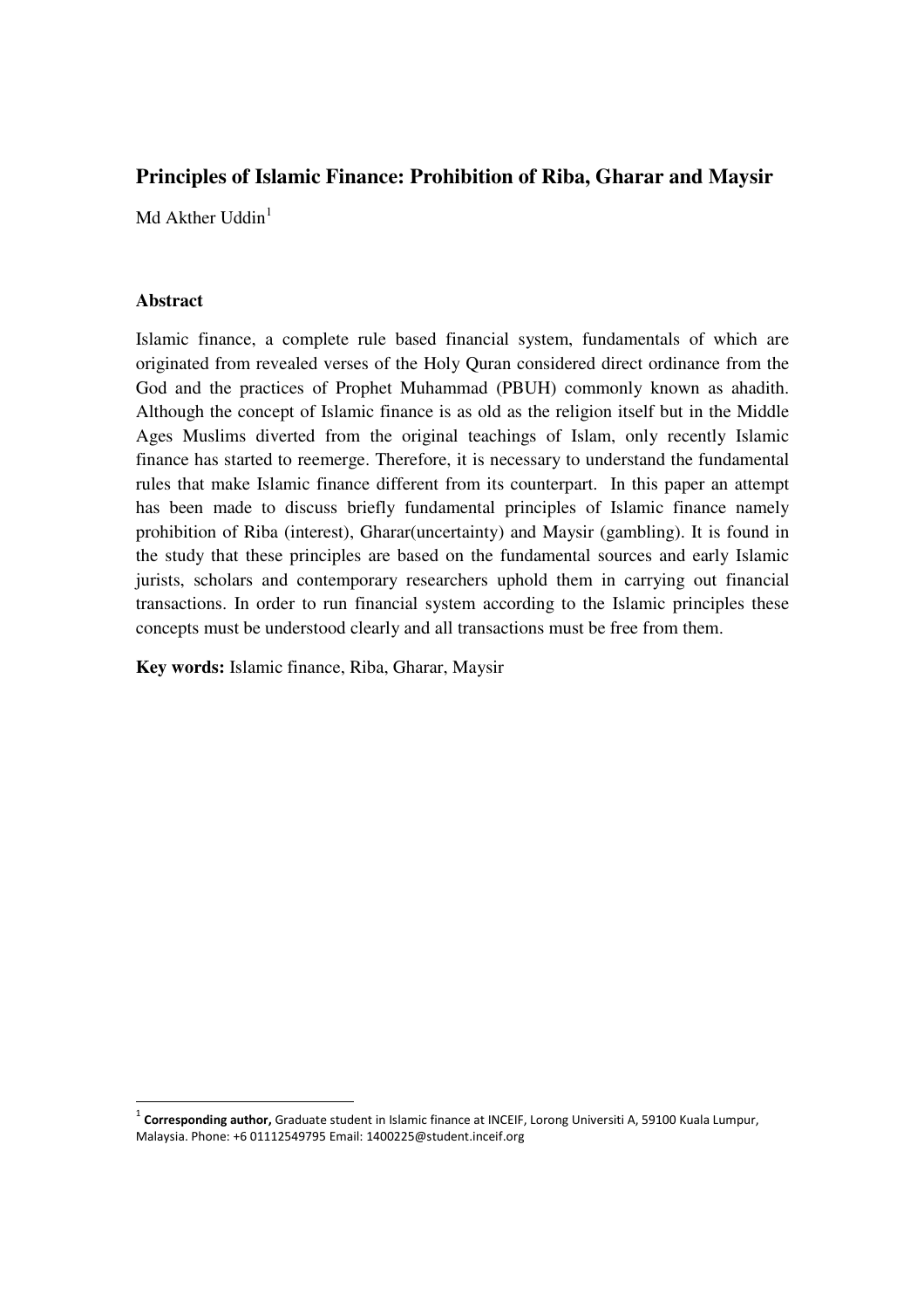# Principles of Islamic Finance: Prohibition of Riba, Gharar and Maysir

Md Akther Uddin[1]

### Abstract

Islamic finance, a complete rule based financial system, fundamentals of which are originated from revealed verses of the Holy Quran considered direct ordinance from the God and the practices of Prophet Muhammad (PBUH) commonly known as ahadith. Although the concept of Islamic finance is as old as the religion itself but in the Middle Ages Muslims diverted from the original teachings of Islam, only recently Islamic finance has started to reemerge. Therefore, it is necessary to understand the fundamental rules that make Islamic finance different from its counterpart. In this paper an attempt has been made to discuss briefly fundamental principles of Islamic finance namely prohibition of Riba (interest), Gharar(uncertainty) and Maysir (gambling). It is found in the study that these principles are based on the fundamental sources and early Islamic jurists, scholars and contemporary researchers uphold them in carrying out financial transactions. In order to run financial system according to the Islamic principles these concepts must be understood clearly and all transactions must be free from them.

**Key words:** Islamic finance, Riba, Gharar, Maysir

---

[1] **Corresponding author,** Graduate student in Islamic finance at INCEIF, Lorong Universiti A, 59100 Kuala Lumpur, Malaysia. Phone: +6 01112549795 Email: 1400225@student.inceif.org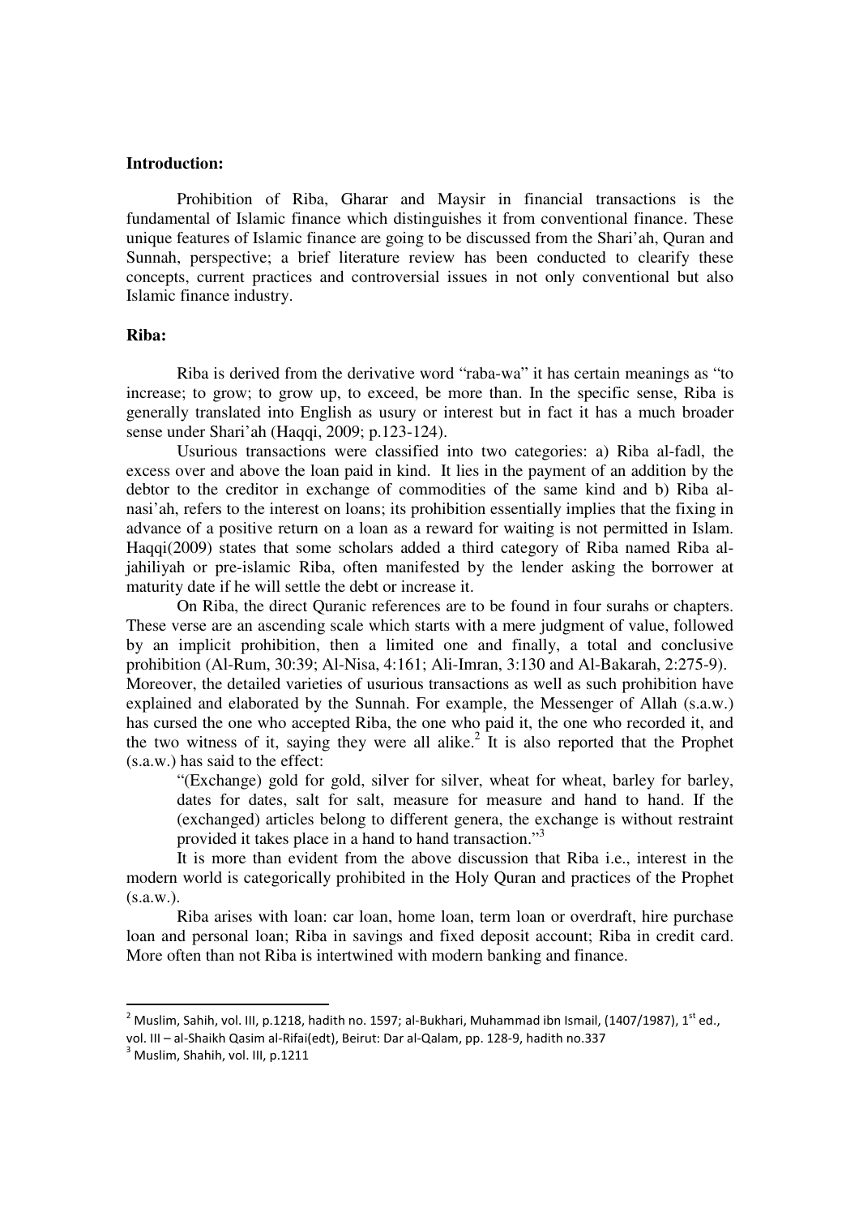**Introduction:**

Prohibition of Riba, Gharar and Maysir in financial transactions is the fundamental of Islamic finance which distinguishes it from conventional finance. These unique features of Islamic finance are going to be discussed from the Shari'ah, Quran and Sunnah, perspective; a brief literature review has been conducted to clearify these concepts, current practices and controversial issues in not only conventional but also Islamic finance industry.

**Riba:**

Riba is derived from the derivative word "raba-wa" it has certain meanings as "to increase; to grow; to grow up, to exceed, be more than. In the specific sense, Riba is generally translated into English as usury or interest but in fact it has a much broader sense under Shari'ah (Haqqi, 2009; p.123-124).

Usurious transactions were classified into two categories: a) Riba al-fadl, the excess over and above the loan paid in kind. It lies in the payment of an addition by the debtor to the creditor in exchange of commodities of the same kind and b) Riba al-nasi'ah, refers to the interest on loans; its prohibition essentially implies that the fixing in advance of a positive return on a loan as a reward for waiting is not permitted in Islam. Haqqi(2009) states that some scholars added a third category of Riba named Riba al-jahiliyah or pre-islamic Riba, often manifested by the lender asking the borrower at maturity date if he will settle the debt or increase it.

On Riba, the direct Quranic references are to be found in four surahs or chapters. These verse are an ascending scale which starts with a mere judgment of value, followed by an implicit prohibition, then a limited one and finally, a total and conclusive prohibition (Al-Rum, 30:39; Al-Nisa, 4:161; Ali-Imran, 3:130 and Al-Bakarah, 2:275-9). Moreover, the detailed varieties of usurious transactions as well as such prohibition have explained and elaborated by the Sunnah. For example, the Messenger of Allah (s.a.w.) has cursed the one who accepted Riba, the one who paid it, the one who recorded it, and the two witness of it, saying they were all alike.[2] It is also reported that the Prophet (s.a.w.) has said to the effect:

> "(Exchange) gold for gold, silver for silver, wheat for wheat, barley for barley, dates for dates, salt for salt, measure for measure and hand to hand. If the (exchanged) articles belong to different genera, the exchange is without restraint provided it takes place in a hand to hand transaction."[3]

It is more than evident from the above discussion that Riba i.e., interest in the modern world is categorically prohibited in the Holy Quran and practices of the Prophet (s.a.w.).

Riba arises with loan: car loan, home loan, term loan or overdraft, hire purchase loan and personal loan; Riba in savings and fixed deposit account; Riba in credit card. More often than not Riba is intertwined with modern banking and finance.

---

[2] Muslim, Sahih, vol. III, p.1218, hadith no. 1597; al-Bukhari, Muhammad ibn Ismail, (1407/1987), 1st ed., vol. III – al-Shaikh Qasim al-Rifai(edt), Beirut: Dar al-Qalam, pp. 128-9, hadith no.337

[3] Muslim, Shahih, vol. III, p.1211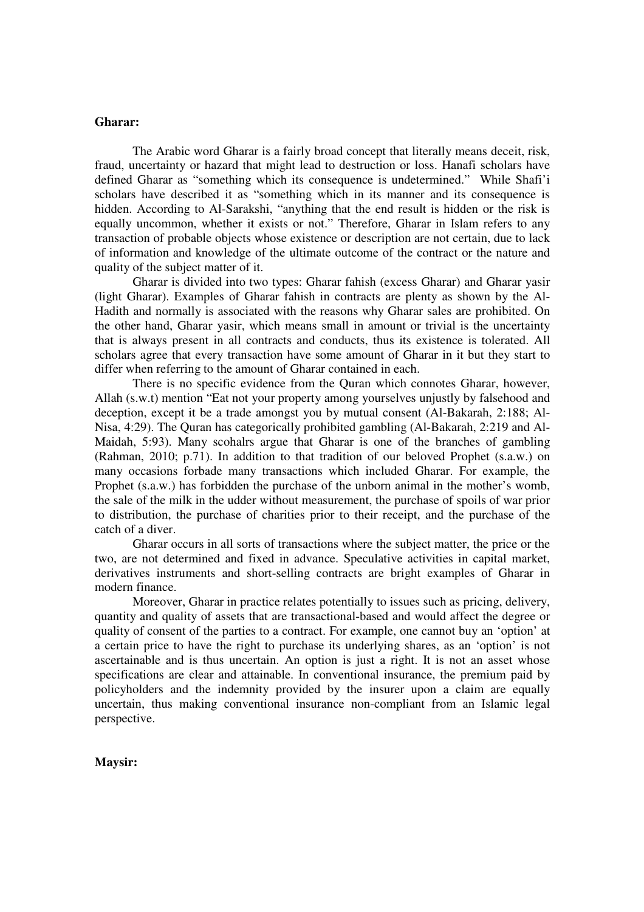**Gharar:**

The Arabic word Gharar is a fairly broad concept that literally means deceit, risk, fraud, uncertainty or hazard that might lead to destruction or loss. Hanafi scholars have defined Gharar as "something which its consequence is undetermined." While Shafi'i scholars have described it as "something which in its manner and its consequence is hidden. According to Al-Sarakshi, "anything that the end result is hidden or the risk is equally uncommon, whether it exists or not." Therefore, Gharar in Islam refers to any transaction of probable objects whose existence or description are not certain, due to lack of information and knowledge of the ultimate outcome of the contract or the nature and quality of the subject matter of it.

Gharar is divided into two types: Gharar fahish (excess Gharar) and Gharar yasir (light Gharar). Examples of Gharar fahish in contracts are plenty as shown by the Al-Hadith and normally is associated with the reasons why Gharar sales are prohibited. On the other hand, Gharar yasir, which means small in amount or trivial is the uncertainty that is always present in all contracts and conducts, thus its existence is tolerated. All scholars agree that every transaction have some amount of Gharar in it but they start to differ when referring to the amount of Gharar contained in each.

There is no specific evidence from the Quran which connotes Gharar, however, Allah (s.w.t) mention "Eat not your property among yourselves unjustly by falsehood and deception, except it be a trade amongst you by mutual consent (Al-Bakarah, 2:188; Al-Nisa, 4:29). The Quran has categorically prohibited gambling (Al-Bakarah, 2:219 and Al-Maidah, 5:93). Many scohalrs argue that Gharar is one of the branches of gambling (Rahman, 2010; p.71). In addition to that tradition of our beloved Prophet (s.a.w.) on many occasions forbade many transactions which included Gharar. For example, the Prophet (s.a.w.) has forbidden the purchase of the unborn animal in the mother's womb, the sale of the milk in the udder without measurement, the purchase of spoils of war prior to distribution, the purchase of charities prior to their receipt, and the purchase of the catch of a diver.

Gharar occurs in all sorts of transactions where the subject matter, the price or the two, are not determined and fixed in advance. Speculative activities in capital market, derivatives instruments and short-selling contracts are bright examples of Gharar in modern finance.

Moreover, Gharar in practice relates potentially to issues such as pricing, delivery, quantity and quality of assets that are transactional-based and would affect the degree or quality of consent of the parties to a contract. For example, one cannot buy an 'option' at a certain price to have the right to purchase its underlying shares, as an 'option' is not ascertainable and is thus uncertain. An option is just a right. It is not an asset whose specifications are clear and attainable. In conventional insurance, the premium paid by policyholders and the indemnity provided by the insurer upon a claim are equally uncertain, thus making conventional insurance non-compliant from an Islamic legal perspective.

**Maysir:**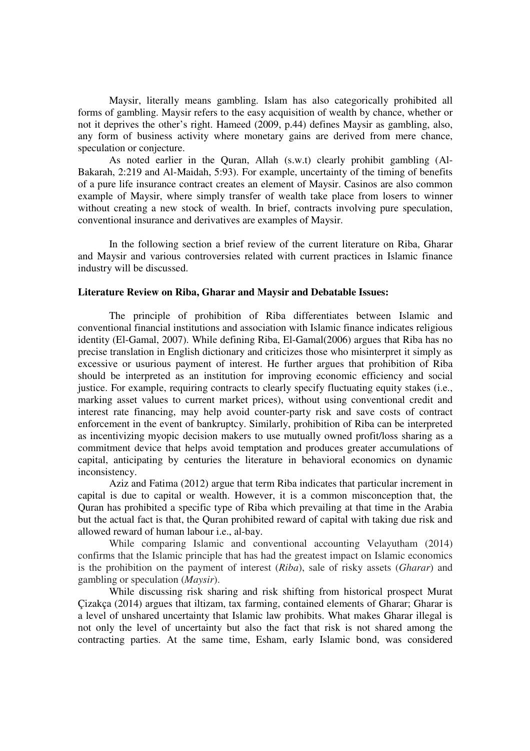Maysir, literally means gambling. Islam has also categorically prohibited all forms of gambling. Maysir refers to the easy acquisition of wealth by chance, whether or not it deprives the other's right. Hameed (2009, p.44) defines Maysir as gambling, also, any form of business activity where monetary gains are derived from mere chance, speculation or conjecture.

As noted earlier in the Quran, Allah (s.w.t) clearly prohibit gambling (Al-Bakarah, 2:219 and Al-Maidah, 5:93). For example, uncertainty of the timing of benefits of a pure life insurance contract creates an element of Maysir. Casinos are also common example of Maysir, where simply transfer of wealth take place from losers to winner without creating a new stock of wealth. In brief, contracts involving pure speculation, conventional insurance and derivatives are examples of Maysir.

In the following section a brief review of the current literature on Riba, Gharar and Maysir and various controversies related with current practices in Islamic finance industry will be discussed.

**Literature Review on Riba, Gharar and Maysir and Debatable Issues:**

The principle of prohibition of Riba differentiates between Islamic and conventional financial institutions and association with Islamic finance indicates religious identity (El-Gamal, 2007). While defining Riba, El-Gamal(2006) argues that Riba has no precise translation in English dictionary and criticizes those who misinterpret it simply as excessive or usurious payment of interest. He further argues that prohibition of Riba should be interpreted as an institution for improving economic efficiency and social justice. For example, requiring contracts to clearly specify fluctuating equity stakes (i.e., marking asset values to current market prices), without using conventional credit and interest rate financing, may help avoid counter-party risk and save costs of contract enforcement in the event of bankruptcy. Similarly, prohibition of Riba can be interpreted as incentivizing myopic decision makers to use mutually owned profit/loss sharing as a commitment device that helps avoid temptation and produces greater accumulations of capital, anticipating by centuries the literature in behavioral economics on dynamic inconsistency.

Aziz and Fatima (2012) argue that term Riba indicates that particular increment in capital is due to capital or wealth. However, it is a common misconception that, the Quran has prohibited a specific type of Riba which prevailing at that time in the Arabia but the actual fact is that, the Quran prohibited reward of capital with taking due risk and allowed reward of human labour i.e., al-bay.

While comparing Islamic and conventional accounting Velayutham (2014) confirms that the Islamic principle that has had the greatest impact on Islamic economics is the prohibition on the payment of interest (*Riba*), sale of risky assets (*Gharar*) and gambling or speculation (*Maysir*).

While discussing risk sharing and risk shifting from historical prospect Murat Çizakça (2014) argues that iltizam, tax farming, contained elements of Gharar; Gharar is a level of unshared uncertainty that Islamic law prohibits. What makes Gharar illegal is not only the level of uncertainty but also the fact that risk is not shared among the contracting parties. At the same time, Esham, early Islamic bond, was considered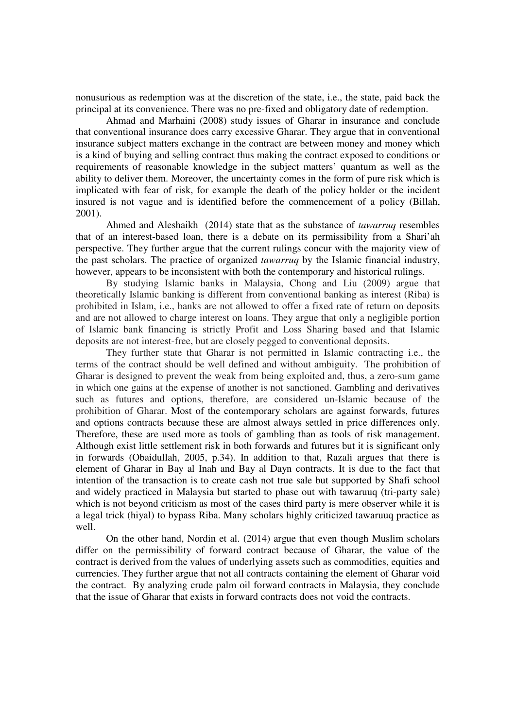nonusurious as redemption was at the discretion of the state, i.e., the state, paid back the principal at its convenience. There was no pre-fixed and obligatory date of redemption.

Ahmad and Marhaini (2008) study issues of Gharar in insurance and conclude that conventional insurance does carry excessive Gharar. They argue that in conventional insurance subject matters exchange in the contract are between money and money which is a kind of buying and selling contract thus making the contract exposed to conditions or requirements of reasonable knowledge in the subject matters' quantum as well as the ability to deliver them. Moreover, the uncertainty comes in the form of pure risk which is implicated with fear of risk, for example the death of the policy holder or the incident insured is not vague and is identified before the commencement of a policy (Billah, 2001).

Ahmed and Aleshaikh (2014) state that as the substance of *tawarruq* resembles that of an interest-based loan, there is a debate on its permissibility from a Shari'ah perspective. They further argue that the current rulings concur with the majority view of the past scholars. The practice of organized *tawarruq* by the Islamic financial industry, however, appears to be inconsistent with both the contemporary and historical rulings.

By studying Islamic banks in Malaysia, Chong and Liu (2009) argue that theoretically Islamic banking is different from conventional banking as interest (Riba) is prohibited in Islam, i.e., banks are not allowed to offer a fixed rate of return on deposits and are not allowed to charge interest on loans. They argue that only a negligible portion of Islamic bank financing is strictly Profit and Loss Sharing based and that Islamic deposits are not interest-free, but are closely pegged to conventional deposits.

They further state that Gharar is not permitted in Islamic contracting i.e., the terms of the contract should be well defined and without ambiguity. The prohibition of Gharar is designed to prevent the weak from being exploited and, thus, a zero-sum game in which one gains at the expense of another is not sanctioned. Gambling and derivatives such as futures and options, therefore, are considered un-Islamic because of the prohibition of Gharar. Most of the contemporary scholars are against forwards, futures and options contracts because these are almost always settled in price differences only. Therefore, these are used more as tools of gambling than as tools of risk management. Although exist little settlement risk in both forwards and futures but it is significant only in forwards (Obaidullah, 2005, p.34). In addition to that, Razali argues that there is element of Gharar in Bay al Inah and Bay al Dayn contracts. It is due to the fact that intention of the transaction is to create cash not true sale but supported by Shafi school and widely practiced in Malaysia but started to phase out with tawaruuq (tri-party sale) which is not beyond criticism as most of the cases third party is mere observer while it is a legal trick (hiyal) to bypass Riba. Many scholars highly criticized tawaruuq practice as well.

On the other hand, Nordin et al. (2014) argue that even though Muslim scholars differ on the permissibility of forward contract because of Gharar, the value of the contract is derived from the values of underlying assets such as commodities, equities and currencies. They further argue that not all contracts containing the element of Gharar void the contract. By analyzing crude palm oil forward contracts in Malaysia, they conclude that the issue of Gharar that exists in forward contracts does not void the contracts.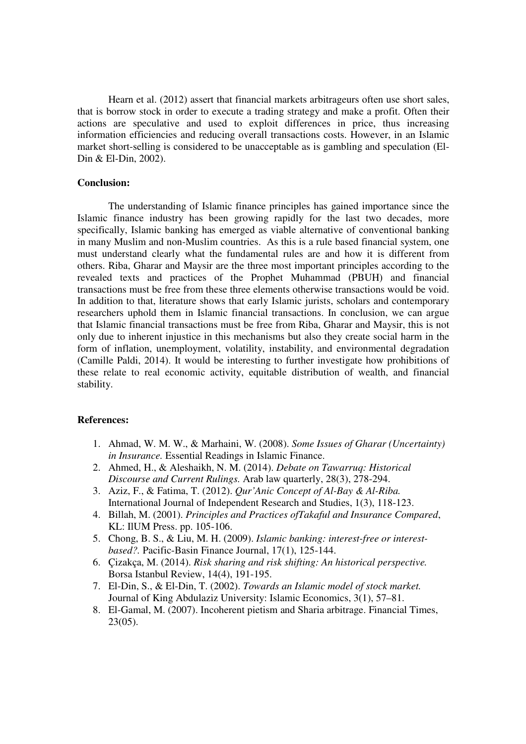Hearn et al. (2012) assert that financial markets arbitrageurs often use short sales, that is borrow stock in order to execute a trading strategy and make a profit. Often their actions are speculative and used to exploit differences in price, thus increasing information efficiencies and reducing overall transactions costs. However, in an Islamic market short-selling is considered to be unacceptable as is gambling and speculation (El-Din & El-Din, 2002).

**Conclusion:**

The understanding of Islamic finance principles has gained importance since the Islamic finance industry has been growing rapidly for the last two decades, more specifically, Islamic banking has emerged as viable alternative of conventional banking in many Muslim and non-Muslim countries. As this is a rule based financial system, one must understand clearly what the fundamental rules are and how it is different from others. Riba, Gharar and Maysir are the three most important principles according to the revealed texts and practices of the Prophet Muhammad (PBUH) and financial transactions must be free from these three elements otherwise transactions would be void. In addition to that, literature shows that early Islamic jurists, scholars and contemporary researchers uphold them in Islamic financial transactions. In conclusion, we can argue that Islamic financial transactions must be free from Riba, Gharar and Maysir, this is not only due to inherent injustice in this mechanisms but also they create social harm in the form of inflation, unemployment, volatility, instability, and environmental degradation (Camille Paldi, 2014). It would be interesting to further investigate how prohibitions of these relate to real economic activity, equitable distribution of wealth, and financial stability.

**References:**

1. Ahmad, W. M. W., & Marhaini, W. (2008). *Some Issues of Gharar (Uncertainty) in Insurance.* Essential Readings in Islamic Finance.
2. Ahmed, H., & Aleshaikh, N. M. (2014). *Debate on Tawarruq: Historical Discourse and Current Rulings.* Arab law quarterly, 28(3), 278-294.
3. Aziz, F., & Fatima, T. (2012). *Qur'Anic Concept of Al-Bay & Al-Riba.* International Journal of Independent Research and Studies, 1(3), 118-123.
4. Billah, M. (2001). *Principles and Practices ofTakaful and Insurance Compared*, KL: IlUM Press. pp. 105-106.
5. Chong, B. S., & Liu, M. H. (2009). *Islamic banking: interest-free or interest-based?.* Pacific-Basin Finance Journal, 17(1), 125-144.
6. Çizakça, M. (2014). *Risk sharing and risk shifting: An historical perspective.* Borsa Istanbul Review, 14(4), 191-195.
7. El-Din, S., & El-Din, T. (2002). *Towards an Islamic model of stock market.* Journal of King Abdulaziz University: Islamic Economics, 3(1), 57–81.
8. El-Gamal, M. (2007). Incoherent pietism and Sharia arbitrage. Financial Times, 23(05).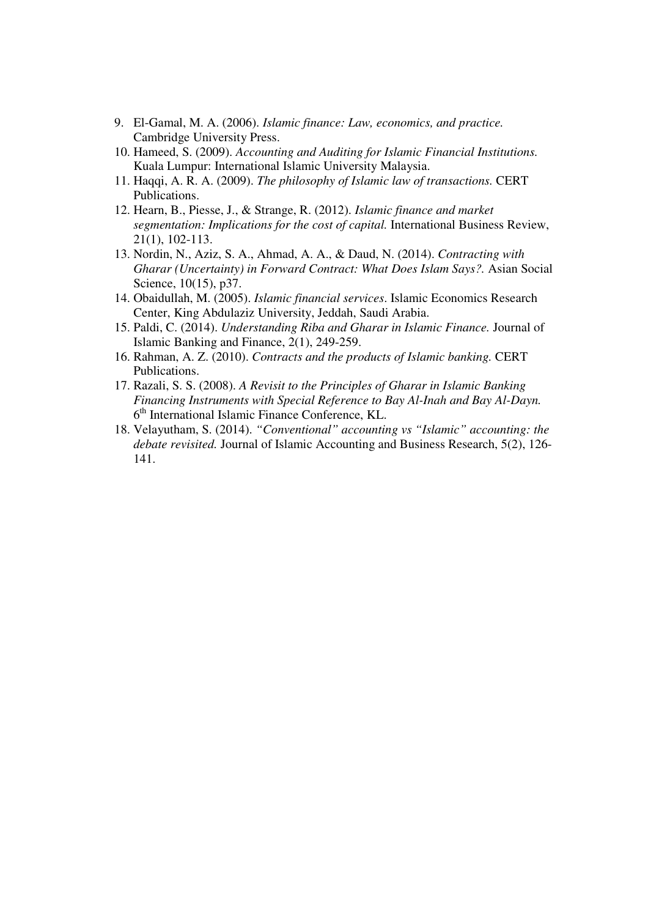9. El-Gamal, M. A. (2006). *Islamic finance: Law, economics, and practice.* Cambridge University Press.
10. Hameed, S. (2009). *Accounting and Auditing for Islamic Financial Institutions.* Kuala Lumpur: International Islamic University Malaysia.
11. Haqqi, A. R. A. (2009). *The philosophy of Islamic law of transactions.* CERT Publications.
12. Hearn, B., Piesse, J., & Strange, R. (2012). *Islamic finance and market segmentation: Implications for the cost of capital.* International Business Review, 21(1), 102-113.
13. Nordin, N., Aziz, S. A., Ahmad, A. A., & Daud, N. (2014). *Contracting with Gharar (Uncertainty) in Forward Contract: What Does Islam Says?.* Asian Social Science, 10(15), p37.
14. Obaidullah, M. (2005). *Islamic financial services*. Islamic Economics Research Center, King Abdulaziz University, Jeddah, Saudi Arabia.
15. Paldi, C. (2014). *Understanding Riba and Gharar in Islamic Finance.* Journal of Islamic Banking and Finance, 2(1), 249-259.
16. Rahman, A. Z. (2010). *Contracts and the products of Islamic banking.* CERT Publications.
17. Razali, S. S. (2008). *A Revisit to the Principles of Gharar in Islamic Banking Financing Instruments with Special Reference to Bay Al-Inah and Bay Al-Dayn.* 6th International Islamic Finance Conference, KL.
18. Velayutham, S. (2014). *"Conventional" accounting vs "Islamic" accounting: the debate revisited.* Journal of Islamic Accounting and Business Research, 5(2), 126-141.